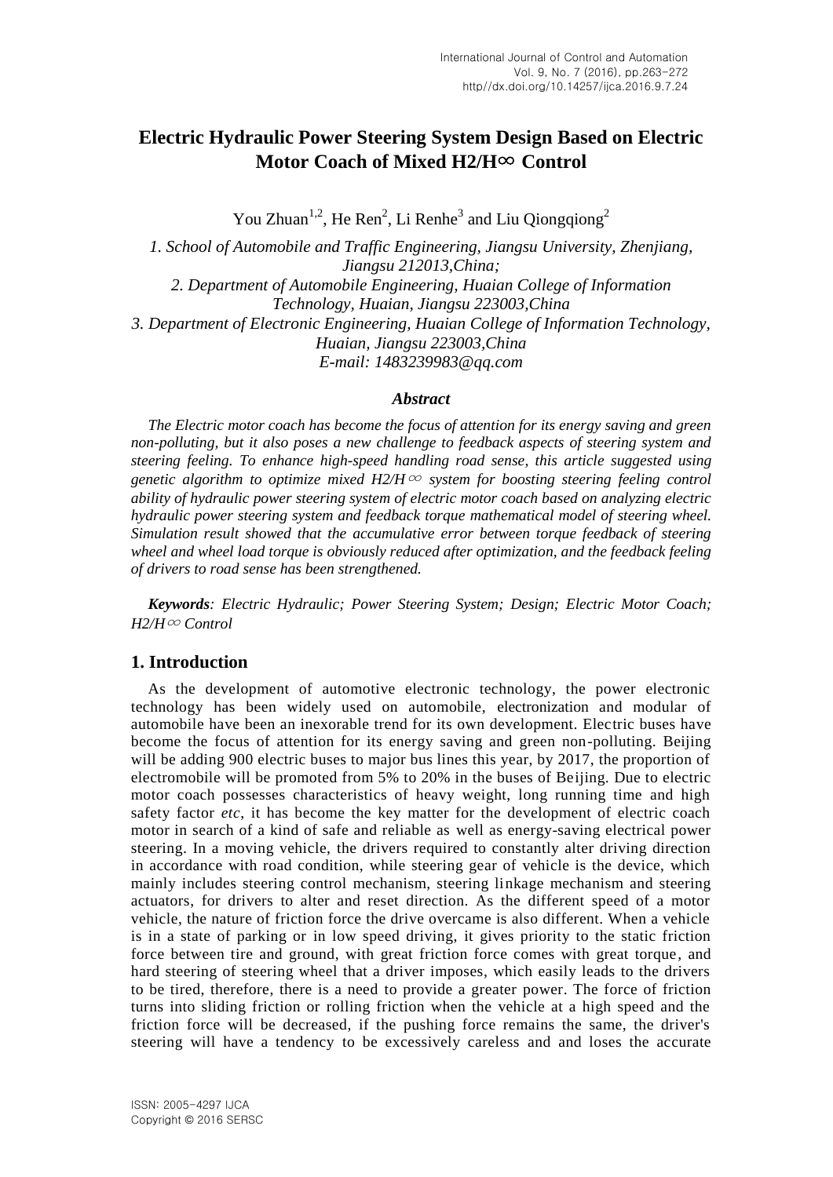# Electric Hydraulic Power Steering System Design Based on Electric Motor Coach of Mixed H2/H∞ Control

You Zhuan[1,2], He Ren[2], Li Renhe[3] and Liu Qiongqiong[2]

*1. School of Automobile and Traffic Engineering, Jiangsu University, Zhenjiang, Jiangsu 212013,China;*
*2. Department of Automobile Engineering, Huaian College of Information Technology, Huaian, Jiangsu 223003,China*
*3. Department of Electronic Engineering, Huaian College of Information Technology, Huaian, Jiangsu 223003,China*
*E-mail: 1483239983@qq.com*

### *Abstract*

*The Electric motor coach has become the focus of attention for its energy saving and green non-polluting, but it also poses a new challenge to feedback aspects of steering system and steering feeling. To enhance high-speed handling road sense, this article suggested using genetic algorithm to optimize mixed H2/H∞ system for boosting steering feeling control ability of hydraulic power steering system of electric motor coach based on analyzing electric hydraulic power steering system and feedback torque mathematical model of steering wheel. Simulation result showed that the accumulative error between torque feedback of steering wheel and wheel load torque is obviously reduced after optimization, and the feedback feeling of drivers to road sense has been strengthened.*

***Keywords**: Electric Hydraulic; Power Steering System; Design; Electric Motor Coach; H2/H∞ Control*

## 1. Introduction

As the development of automotive electronic technology, the power electronic technology has been widely used on automobile, electronization and modular of automobile have been an inexorable trend for its own development. Electric buses have become the focus of attention for its energy saving and green non-polluting. Beijing will be adding 900 electric buses to major bus lines this year, by 2017, the proportion of electromobile will be promoted from 5% to 20% in the buses of Beijing. Due to electric motor coach possesses characteristics of heavy weight, long running time and high safety factor *etc*, it has become the key matter for the development of electric coach motor in search of a kind of safe and reliable as well as energy-saving electrical power steering. In a moving vehicle, the drivers required to constantly alter driving direction in accordance with road condition, while steering gear of vehicle is the device, which mainly includes steering control mechanism, steering linkage mechanism and steering actuators, for drivers to alter and reset direction. As the different speed of a motor vehicle, the nature of friction force the drive overcame is also different. When a vehicle is in a state of parking or in low speed driving, it gives priority to the static friction force between tire and ground, with great friction force comes with great torque, and hard steering of steering wheel that a driver imposes, which easily leads to the drivers to be tired, therefore, there is a need to provide a greater power. The force of friction turns into sliding friction or rolling friction when the vehicle at a high speed and the friction force will be decreased, if the pushing force remains the same, the driver's steering will have a tendency to be excessively careless and and loses the accurate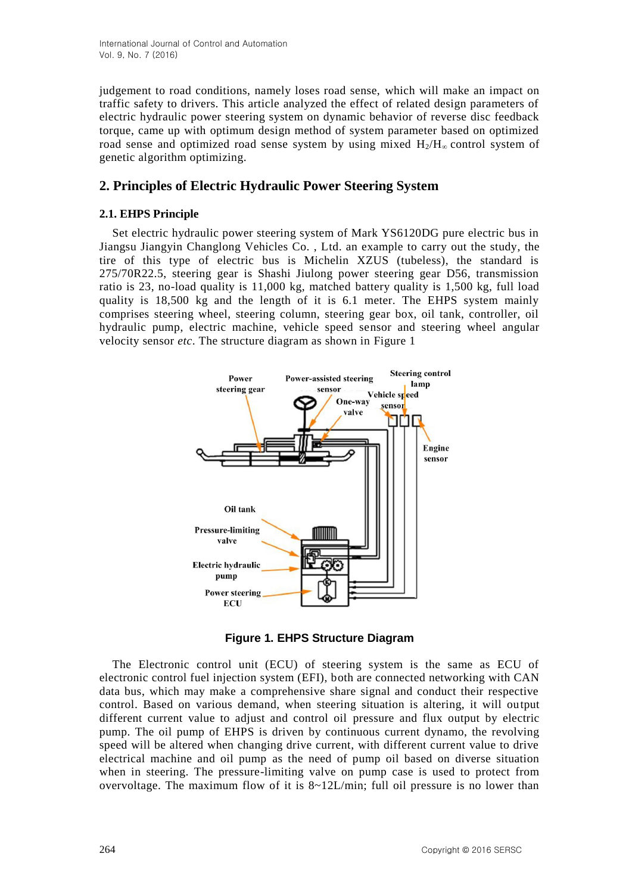judgement to road conditions, namely loses road sense, which will make an impact on traffic safety to drivers. This article analyzed the effect of related design parameters of electric hydraulic power steering system on dynamic behavior of reverse disc feedback torque, came up with optimum design method of system parameter based on optimized road sense and optimized road sense system by using mixed $H_2/H_\infty$ control system of genetic algorithm optimizing.

## 2. Principles of Electric Hydraulic Power Steering System

### 2.1. EHPS Principle

Set electric hydraulic power steering system of Mark YS6120DG pure electric bus in Jiangsu Jiangyin Changlong Vehicles Co. , Ltd. an example to carry out the study, the tire of this type of electric bus is Michelin XZUS (tubeless), the standard is 275/70R22.5, steering gear is Shashi Jiulong power steering gear D56, transmission ratio is 23, no-load quality is 11,000 kg, matched battery quality is 1,500 kg, full load quality is 18,500 kg and the length of it is 6.1 meter. The EHPS system mainly comprises steering wheel, steering column, steering gear box, oil tank, controller, oil hydraulic pump, electric machine, vehicle speed sensor and steering wheel angular velocity sensor *etc*. The structure diagram as shown in Figure 1

Power steering gear

Power-assisted steering sensor

One-way valve

Vehicle speed sensor

Steering control lamp

Engine sensor

Oil tank

Pressure-limiting valve

Electric hydraulic pump

Power steering ECU

**Figure 1. EHPS Structure Diagram**

The Electronic control unit (ECU) of steering system is the same as ECU of electronic control fuel injection system (EFI), both are connected networking with CAN data bus, which may make a comprehensive share signal and conduct their respective control. Based on various demand, when steering situation is altering, it will output different current value to adjust and control oil pressure and flux output by electric pump. The oil pump of EHPS is driven by continuous current dynamo, the revolving speed will be altered when changing drive current, with different current value to drive electrical machine and oil pump as the need of pump oil based on diverse situation when in steering. The pressure-limiting valve on pump case is used to protect from overvoltage. The maximum flow of it is 8~12L/min; full oil pressure is no lower than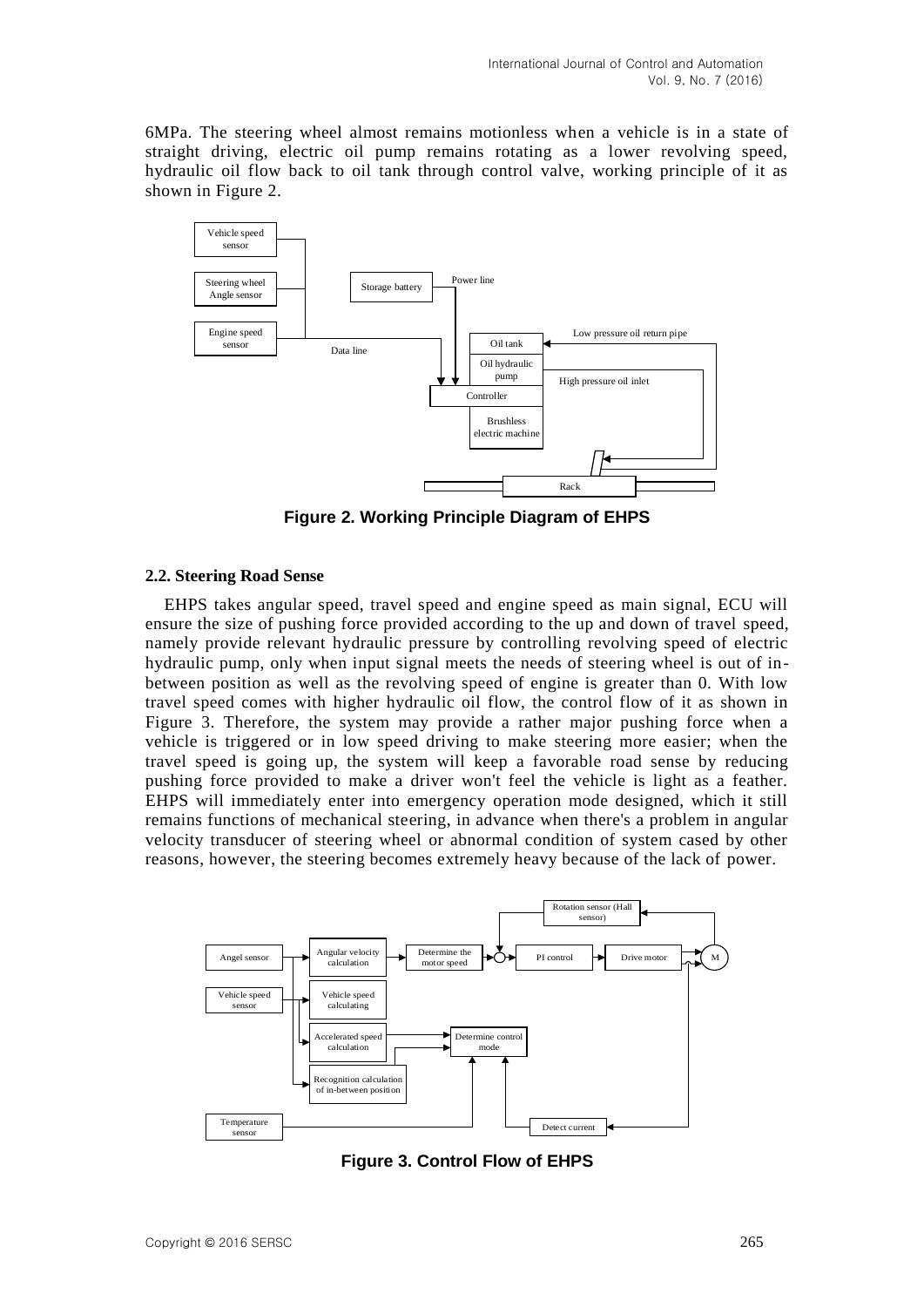6MPa. The steering wheel almost remains motionless when a vehicle is in a state of straight driving, electric oil pump remains rotating as a lower revolving speed, hydraulic oil flow back to oil tank through control valve, working principle of it as shown in Figure 2.

Vehicle speed sensor

Steering wheel Angle sensor

Engine speed sensor

Storage battery

Power line

Data line

Oil tank

Oil hydraulic pump

Controller

Brushless electric machine

Low pressure oil return pipe

High pressure oil inlet

Rack

**Figure 2. Working Principle Diagram of EHPS**

### 2.2. Steering Road Sense

EHPS takes angular speed, travel speed and engine speed as main signal, ECU will ensure the size of pushing force provided according to the up and down of travel speed, namely provide relevant hydraulic pressure by controlling revolving speed of electric hydraulic pump, only when input signal meets the needs of steering wheel is out of in-between position as well as the revolving speed of engine is greater than 0. With low travel speed comes with higher hydraulic oil flow, the control flow of it as shown in Figure 3. Therefore, the system may provide a rather major pushing force when a vehicle is triggered or in low speed driving to make steering more easier; when the travel speed is going up, the system will keep a favorable road sense by reducing pushing force provided to make a driver won't feel the vehicle is light as a feather. EHPS will immediately enter into emergency operation mode designed, which it still remains functions of mechanical steering, in advance when there's a problem in angular velocity transducer of steering wheel or abnormal condition of system cased by other reasons, however, the steering becomes extremely heavy because of the lack of power.

Rotation sensor (Hall sensor)

Angel sensor

Angular velocity calculation

Determine the motor speed

PI control

Drive motor

M

Vehicle speed sensor

Vehicle speed calculating

Accelerated speed calculation

Determine control mode

Recognition calculation of in-between position

Temperature sensor

Detect current

**Figure 3. Control Flow of EHPS**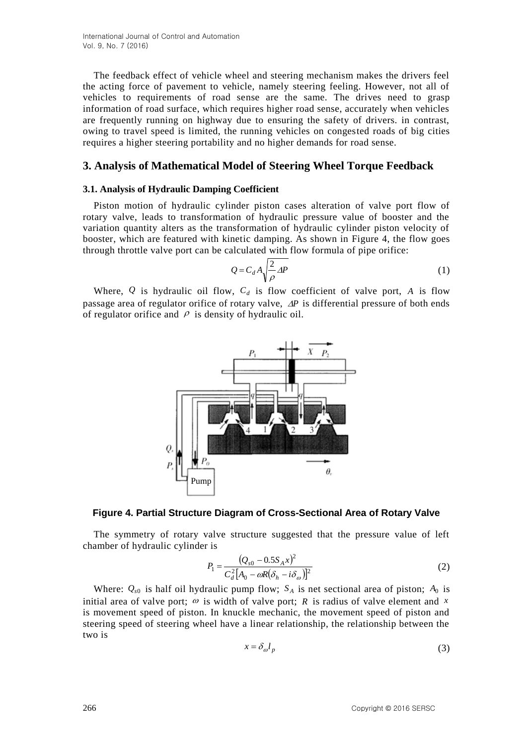The feedback effect of vehicle wheel and steering mechanism makes the drivers feel the acting force of pavement to vehicle, namely steering feeling. However, not all of vehicles to requirements of road sense are the same. The drives need to grasp information of road surface, which requires higher road sense, accurately when vehicles are frequently running on highway due to ensuring the safety of drivers. in contrast, owing to travel speed is limited, the running vehicles on congested roads of big cities requires a higher steering portability and no higher demands for road sense.

## 3. Analysis of Mathematical Model of Steering Wheel Torque Feedback

### 3.1. Analysis of Hydraulic Damping Coefficient

Piston motion of hydraulic cylinder piston cases alteration of valve port flow of rotary valve, leads to transformation of hydraulic pressure value of booster and the variation quantity alters as the transformation of hydraulic cylinder piston velocity of booster, which are featured with kinetic damping. As shown in Figure 4, the flow goes through throttle valve port can be calculated with flow formula of pipe orifice:

$$Q = C_d A \sqrt{\frac{2}{\rho} \Delta P} \tag{1}$$

Where, $Q$ is hydraulic oil flow, $C_d$ is flow coefficient of valve port, $A$ is flow passage area of regulator orifice of rotary valve, $\Delta P$ is differential pressure of both ends of regulator orifice and $\rho$ is density of hydraulic oil.

$P_1$ $X$ $P_2$

$q$ $q$

4 1 2 3

$Q_s$ $P_s$ $P_0$

Pump

$\theta_v$

**Figure 4. Partial Structure Diagram of Cross-Sectional Area of Rotary Valve**

The symmetry of rotary valve structure suggested that the pressure value of left chamber of hydraulic cylinder is

$$P_1 = \frac{\left(Q_{s0} - 0.5 S_A x\right)^2}{C_d^2 \left[A_0 - \omega R\left(\delta_h - i\delta_\omega\right)\right]^2} \tag{2}$$

Where: $Q_{s0}$ is half oil hydraulic pump flow; $S_A$ is net sectional area of piston; $A_0$ is initial area of valve port; $\omega$ is width of valve port; $R$ is radius of valve element and $x$ is movement speed of piston. In knuckle mechanic, the movement speed of piston and steering speed of steering wheel have a linear relationship, the relationship between the two is

$$x = \delta_\omega l_p \tag{3}$$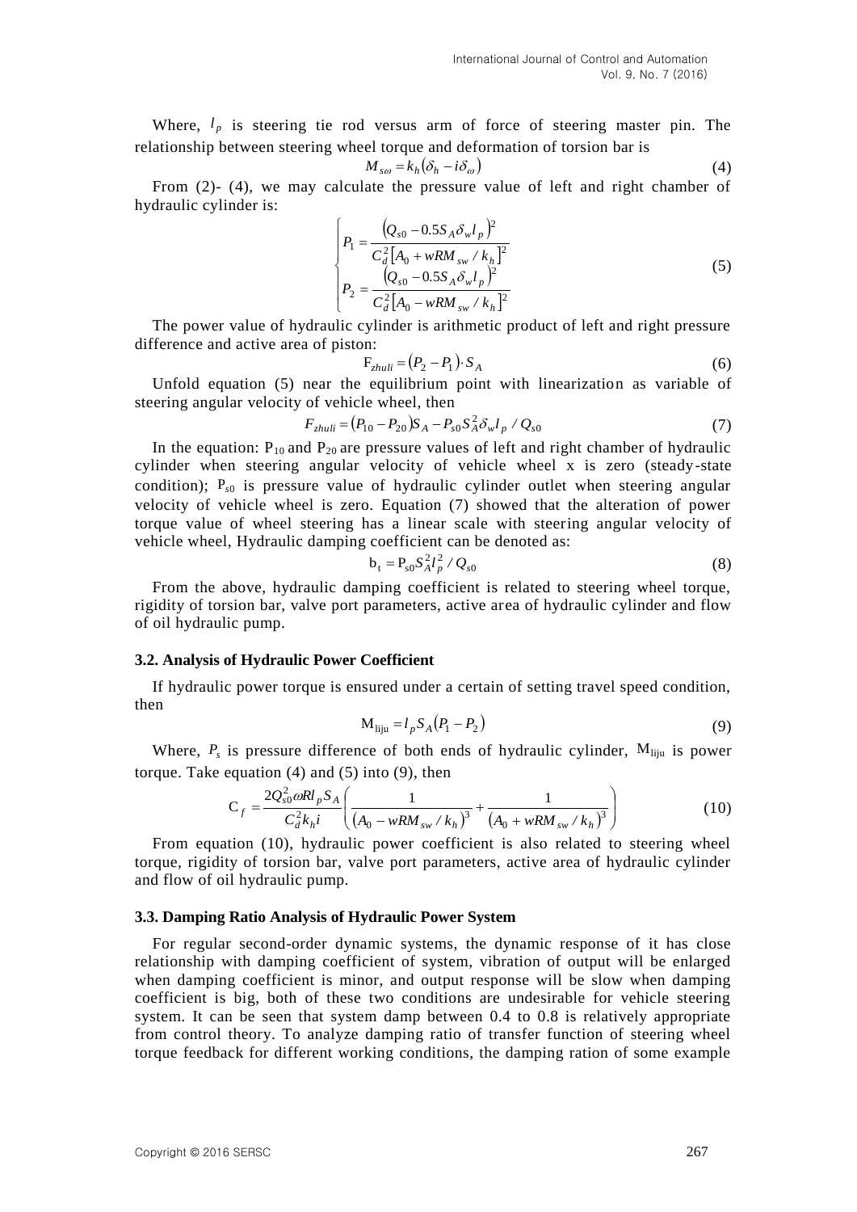Where, $l_p$ is steering tie rod versus arm of force of steering master pin. The relationship between steering wheel torque and deformation of torsion bar is

$$M_{s\omega} = k_h(\delta_h - i\delta_\omega) \tag{4}$$

From (2)- (4), we may calculate the pressure value of left and right chamber of hydraulic cylinder is:

$$\begin{cases} P_1 = \dfrac{(Q_{s0} - 0.5S_A\delta_w l_p)^2}{C_d^2[A_0 + wRM_{sw}/k_h]^2} \\ P_2 = \dfrac{(Q_{s0} - 0.5S_A\delta_w l_p)^2}{C_d^2[A_0 - wRM_{sw}/k_h]^2} \end{cases} \tag{5}$$

The power value of hydraulic cylinder is arithmetic product of left and right pressure difference and active area of piston:

$$F_{zhuli} = (P_2 - P_1)\cdot S_A \tag{6}$$

Unfold equation (5) near the equilibrium point with linearization as variable of steering angular velocity of vehicle wheel, then

$$F_{zhuli} = (P_{10} - P_{20})S_A - P_{s0}S_A^2\delta_w l_p / Q_{s0} \tag{7}$$

In the equation: $P_{10}$ and $P_{20}$ are pressure values of left and right chamber of hydraulic cylinder when steering angular velocity of vehicle wheel x is zero (steady-state condition); $P_{s0}$ is pressure value of hydraulic cylinder outlet when steering angular velocity of vehicle wheel is zero. Equation (7) showed that the alteration of power torque value of wheel steering has a linear scale with steering angular velocity of vehicle wheel, Hydraulic damping coefficient can be denoted as:

$$b_t = P_{s0}S_A^2 l_p^2 / Q_{s0} \tag{8}$$

From the above, hydraulic damping coefficient is related to steering wheel torque, rigidity of torsion bar, valve port parameters, active area of hydraulic cylinder and flow of oil hydraulic pump.

### 3.2. Analysis of Hydraulic Power Coefficient

If hydraulic power torque is ensured under a certain of setting travel speed condition, then

$$M_{liju} = l_p S_A(P_1 - P_2) \tag{9}$$

Where, $P_s$ is pressure difference of both ends of hydraulic cylinder, $M_{liju}$ is power torque. Take equation (4) and (5) into (9), then

$$C_f = \frac{2Q_{s0}^2\omega R l_p S_A}{C_d^2 k_h i}\left(\frac{1}{(A_0 - wRM_{sw}/k_h)^3} + \frac{1}{(A_0 + wRM_{sw}/k_h)^3}\right) \tag{10}$$

From equation (10), hydraulic power coefficient is also related to steering wheel torque, rigidity of torsion bar, valve port parameters, active area of hydraulic cylinder and flow of oil hydraulic pump.

### 3.3. Damping Ratio Analysis of Hydraulic Power System

For regular second-order dynamic systems, the dynamic response of it has close relationship with damping coefficient of system, vibration of output will be enlarged when damping coefficient is minor, and output response will be slow when damping coefficient is big, both of these two conditions are undesirable for vehicle steering system. It can be seen that system damp between 0.4 to 0.8 is relatively appropriate from control theory. To analyze damping ratio of transfer function of steering wheel torque feedback for different working conditions, the damping ration of some example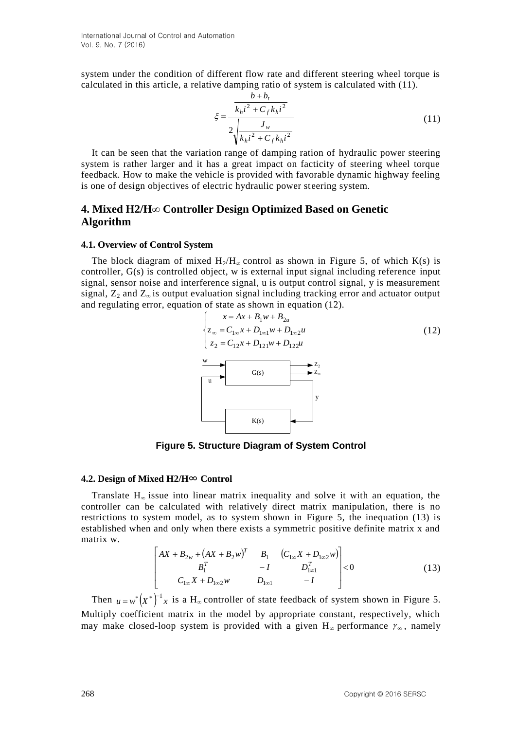system under the condition of different flow rate and different steering wheel torque is calculated in this article, a relative damping ratio of system is calculated with (11).

$$\xi = \frac{\dfrac{b + b_t}{k_h i^2 + C_f k_h i^2}}{2\sqrt{\dfrac{J_w}{k_h i^2 + C_f k_h i^2}}} \tag{11}$$

It can be seen that the variation range of damping ration of hydraulic power steering system is rather larger and it has a great impact on facticity of steering wheel torque feedback. How to make the vehicle is provided with favorable dynamic highway feeling is one of design objectives of electric hydraulic power steering system.

## 4. Mixed H2/H∞ Controller Design Optimized Based on Genetic Algorithm

### 4.1. Overview of Control System

The block diagram of mixed $H_2/H_\infty$ control as shown in Figure 5, of which K(s) is controller, G(s) is controlled object, w is external input signal including reference input signal, sensor noise and interference signal, u is output control signal, y is measurement signal, $Z_2$ and $Z_\infty$ is output evaluation signal including tracking error and actuator output and regulating error, equation of state as shown in equation (12).

$$\begin{cases} x = Ax + B_1 w + B_{2u} \\ z_\infty = C_{1\infty} x + D_{1\infty 1} w + D_{1\infty 2} u \\ z_2 = C_{12} x + D_{121} w + D_{122} u \end{cases} \tag{12}$$

w

u

G(s)

$Z_2$

$Z_\infty$

y

K(s)

**Figure 5. Structure Diagram of System Control**

### 4.2. Design of Mixed H2/H∞ Control

Translate $H_\infty$ issue into linear matrix inequality and solve it with an equation, the controller can be calculated with relatively direct matrix manipulation, there is no restrictions to system model, as to system shown in Figure 5, the inequation (13) is established when and only when there exists a symmetric positive definite matrix x and matrix w.

$$\begin{bmatrix} AX + B_{2w} + (AX + B_2 w)^T & B_1 & (C_{1\infty} X + D_{1\infty 2} w) \\ B_1^T & -I & D_{1\infty 1}^T \\ C_{1\infty} X + D_{1\infty 2} w & D_{1\infty 1} & -I \end{bmatrix} < 0 \tag{13}$$

Then $u = w^* \left(X^*\right)^{-1} x$ is a $H_\infty$ controller of state feedback of system shown in Figure 5. Multiply coefficient matrix in the model by appropriate constant, respectively, which may make closed-loop system is provided with a given $H_\infty$ performance $\gamma_\infty$, namely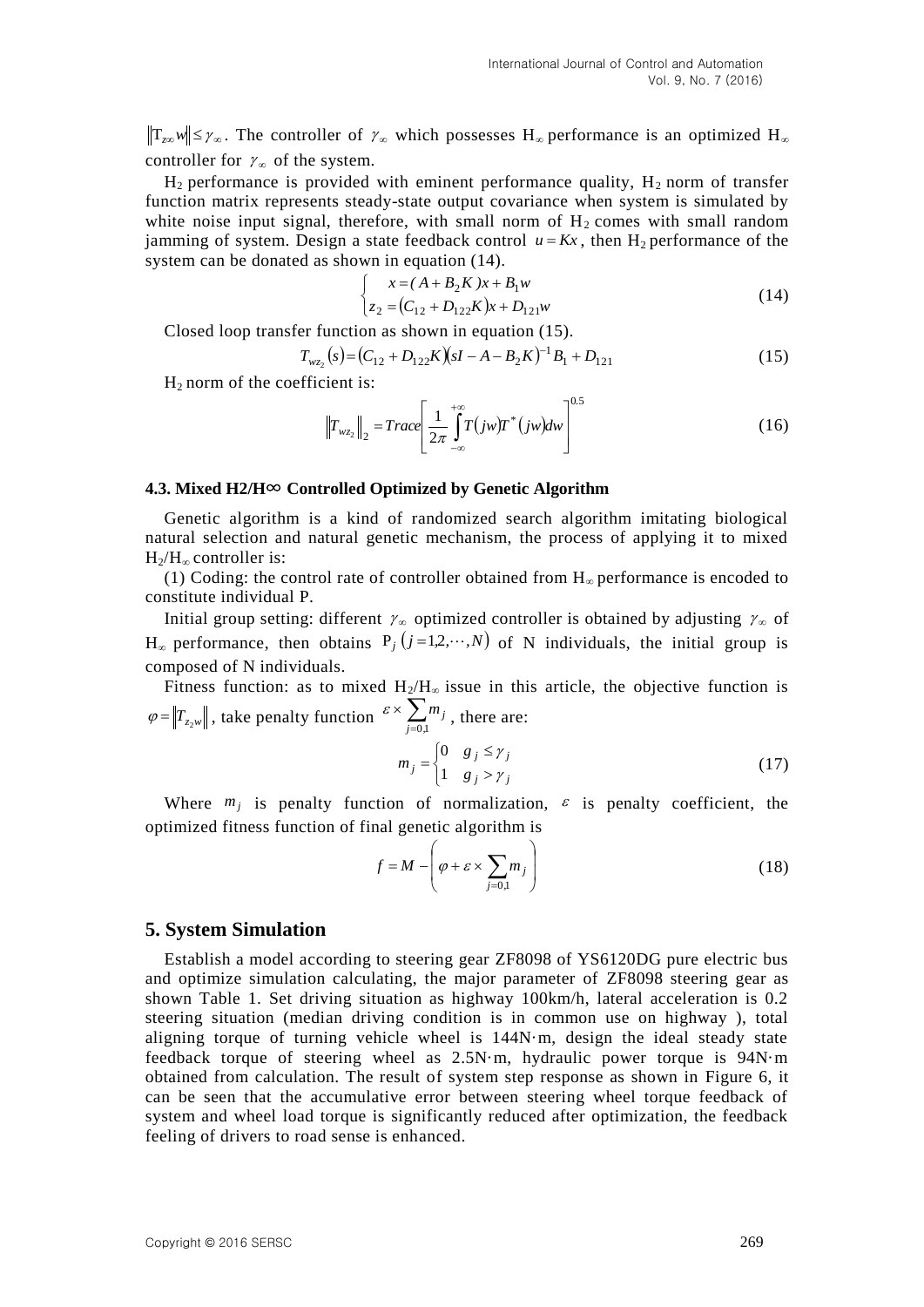$\|T_{z\infty}w\| \le \gamma_\infty$. The controller of $\gamma_\infty$ which possesses $H_\infty$ performance is an optimized $H_\infty$ controller for $\gamma_\infty$ of the system.

$H_2$ performance is provided with eminent performance quality, $H_2$ norm of transfer function matrix represents steady-state output covariance when system is simulated by white noise input signal, therefore, with small norm of $H_2$ comes with small random jamming of system. Design a state feedback control $u = Kx$, then $H_2$ performance of the system can be donated as shown in equation (14).

$$\begin{cases} x = (A + B_2 K)x + B_1 w \\ z_2 = (C_{12} + D_{122}K)x + D_{121}w \end{cases} \tag{14}$$

Closed loop transfer function as shown in equation (15).

$$T_{wz_2}(s) = (C_{12} + D_{122}K)(sI - A - B_2 K)^{-1} B_1 + D_{121} \tag{15}$$

$H_2$ norm of the coefficient is:

$$\|T_{wz_2}\|_2 = Trace\left[\frac{1}{2\pi}\int_{-\infty}^{+\infty} T(jw)T^*(jw)dw\right]^{0.5} \tag{16}$$

### 4.3. Mixed H2/H∞ Controlled Optimized by Genetic Algorithm

Genetic algorithm is a kind of randomized search algorithm imitating biological natural selection and natural genetic mechanism, the process of applying it to mixed $H_2/H_\infty$ controller is:

(1) Coding: the control rate of controller obtained from $H_\infty$ performance is encoded to constitute individual P.

Initial group setting: different $\gamma_\infty$ optimized controller is obtained by adjusting $\gamma_\infty$ of $H_\infty$ performance, then obtains $P_j\ (j = 1,2,\cdots,N)$ of N individuals, the initial group is composed of N individuals.

Fitness function: as to mixed $H_2/H_\infty$ issue in this article, the objective function is $\varphi = \|T_{z_2w}\|$, take penalty function $\varepsilon \times \sum_{j=0,1} m_j$, there are:

$$m_j = \begin{cases} 0 & g_j \le \gamma_j \\ 1 & g_j > \gamma_j \end{cases} \tag{17}$$

Where $m_j$ is penalty function of normalization, $\varepsilon$ is penalty coefficient, the optimized fitness function of final genetic algorithm is

$$f = M - \left(\varphi + \varepsilon \times \sum_{j=0,1} m_j\right) \tag{18}$$

## 5. System Simulation

Establish a model according to steering gear ZF8098 of YS6120DG pure electric bus and optimize simulation calculating, the major parameter of ZF8098 steering gear as shown Table 1. Set driving situation as highway 100km/h, lateral acceleration is 0.2 steering situation (median driving condition is in common use on highway ), total aligning torque of turning vehicle wheel is 144N·m, design the ideal steady state feedback torque of steering wheel as 2.5N·m, hydraulic power torque is 94N·m obtained from calculation. The result of system step response as shown in Figure 6, it can be seen that the accumulative error between steering wheel torque feedback of system and wheel load torque is significantly reduced after optimization, the feedback feeling of drivers to road sense is enhanced.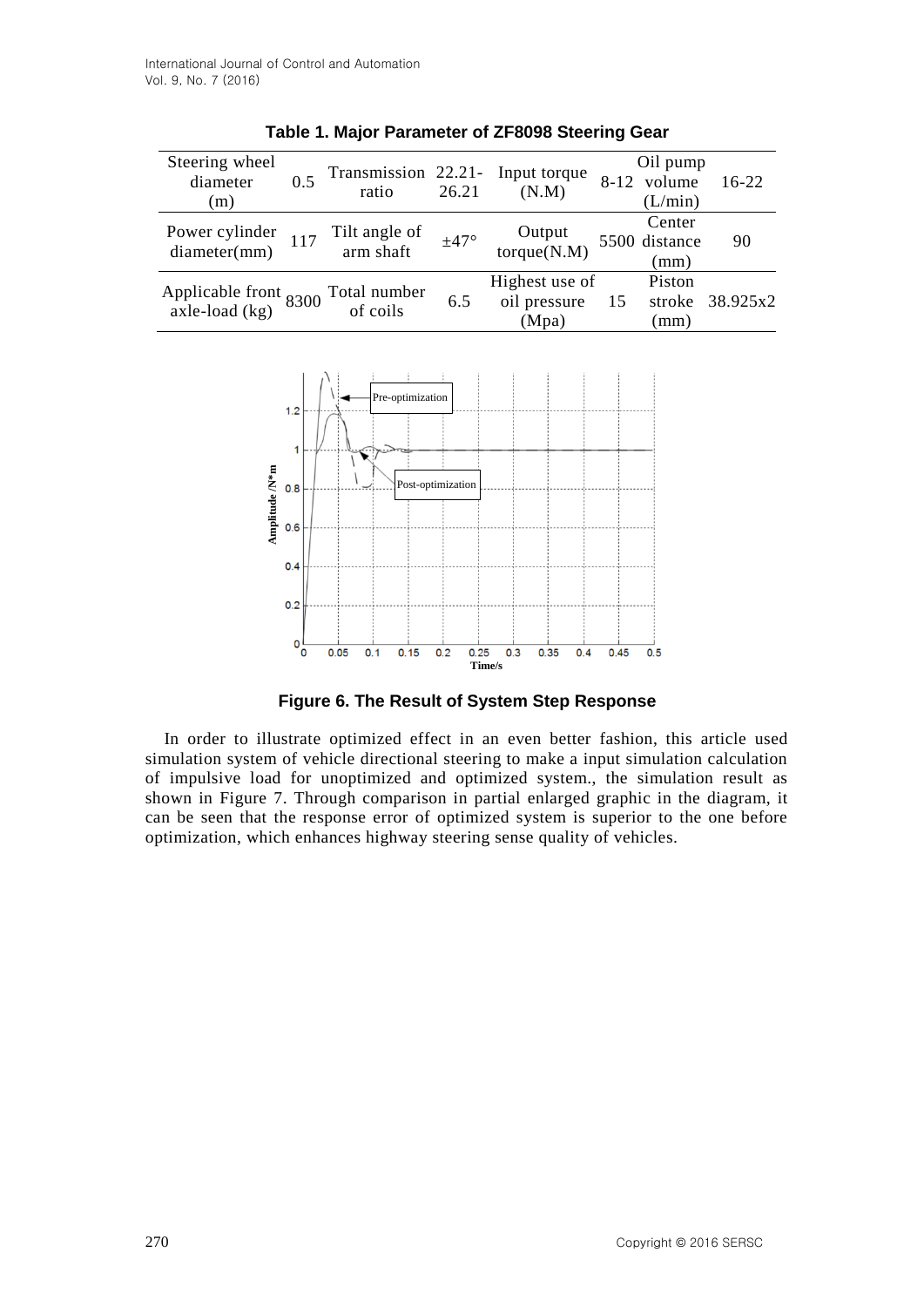**Table 1. Major Parameter of ZF8098 Steering Gear**

| | | | | | | | |
|---|---|---|---|---|---|---|---|
| Steering wheel diameter (m) | 0.5 | Transmission ratio | 22.21-26.21 | Input torque (N.M) | 8-12 | Oil pump volume (L/min) | 16-22 |
| Power cylinder diameter(mm) | 117 | Tilt angle of arm shaft | ±47° | Output torque(N.M) | 5500 | Center distance (mm) | 90 |
| Applicable front axle-load (kg) | 8300 | Total number of coils | 6.5 | Highest use of oil pressure (Mpa) | 15 | Piston stroke (mm) | 38.925x2 |

Pre-optimization
Post-optimization
Amplitude /N*m
1.2
1
0.8
0.6
0.4
0.2
0
0 0.05 0.1 0.15 0.2 0.25 0.3 0.35 0.4 0.45 0.5
Time/s

**Figure 6. The Result of System Step Response**

In order to illustrate optimized effect in an even better fashion, this article used simulation system of vehicle directional steering to make a input simulation calculation of impulsive load for unoptimized and optimized system., the simulation result as shown in Figure 7. Through comparison in partial enlarged graphic in the diagram, it can be seen that the response error of optimized system is superior to the one before optimization, which enhances highway steering sense quality of vehicles.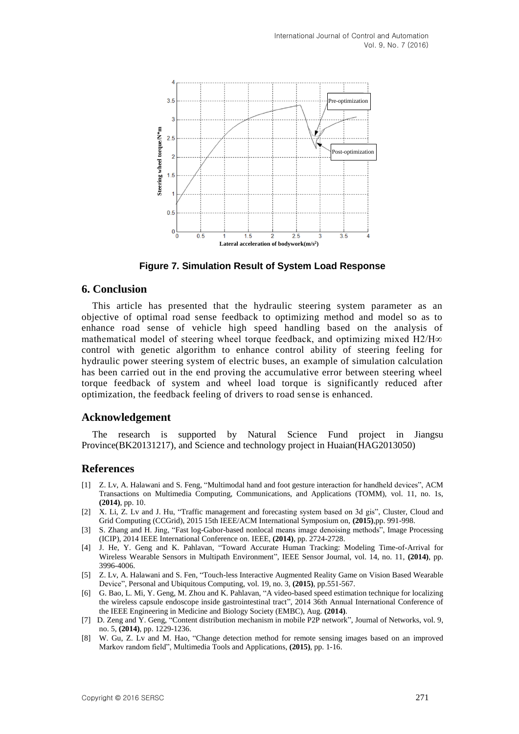4

3.5

3

2.5

2

1.5

1

0.5

0

0 0.5 1 1.5 2 2.5 3 3.5 4

Steering wheel torque/N*m

Lateral acceleration of bodywork(m/s²)

Pre-optimization

Post-optimization

**Figure 7. Simulation Result of System Load Response**

## 6. Conclusion

This article has presented that the hydraulic steering system parameter as an objective of optimal road sense feedback to optimizing method and model so as to enhance road sense of vehicle high speed handling based on the analysis of mathematical model of steering wheel torque feedback, and optimizing mixed H2/H∞ control with genetic algorithm to enhance control ability of steering feeling for hydraulic power steering system of electric buses, an example of simulation calculation has been carried out in the end proving the accumulative error between steering wheel torque feedback of system and wheel load torque is significantly reduced after optimization, the feedback feeling of drivers to road sense is enhanced.

## Acknowledgement

The research is supported by Natural Science Fund project in Jiangsu Province(BK20131217), and Science and technology project in Huaian(HAG2013050)

## References

[1] Z. Lv, A. Halawani and S. Feng, "Multimodal hand and foot gesture interaction for handheld devices", ACM Transactions on Multimedia Computing, Communications, and Applications (TOMM), vol. 11, no. 1s, **(2014)**, pp. 10.

[2] X. Li, Z. Lv and J. Hu, "Traffic management and forecasting system based on 3d gis", Cluster, Cloud and Grid Computing (CCGrid), 2015 15th IEEE/ACM International Symposium on, **(2015)**,pp. 991-998.

[3] S. Zhang and H. Jing, "Fast log-Gabor-based nonlocal means image denoising methods", Image Processing (ICIP), 2014 IEEE International Conference on. IEEE, **(2014)**, pp. 2724-2728.

[4] J. He, Y. Geng and K. Pahlavan, "Toward Accurate Human Tracking: Modeling Time-of-Arrival for Wireless Wearable Sensors in Multipath Environment", IEEE Sensor Journal, vol. 14, no. 11, **(2014)**, pp. 3996-4006.

[5] Z. Lv, A. Halawani and S. Fen, "Touch-less Interactive Augmented Reality Game on Vision Based Wearable Device", Personal and Ubiquitous Computing, vol. 19, no. 3, **(2015)**, pp.551-567.

[6] G. Bao, L. Mi, Y. Geng, M. Zhou and K. Pahlavan, "A video-based speed estimation technique for localizing the wireless capsule endoscope inside gastrointestinal tract", 2014 36th Annual International Conference of the IEEE Engineering in Medicine and Biology Society (EMBC), Aug. **(2014)**.

[7] D. Zeng and Y. Geng, "Content distribution mechanism in mobile P2P network", Journal of Networks, vol. 9, no. 5, **(2014)**, pp. 1229-1236.

[8] W. Gu, Z. Lv and M. Hao, "Change detection method for remote sensing images based on an improved Markov random field", Multimedia Tools and Applications, **(2015)**, pp. 1-16.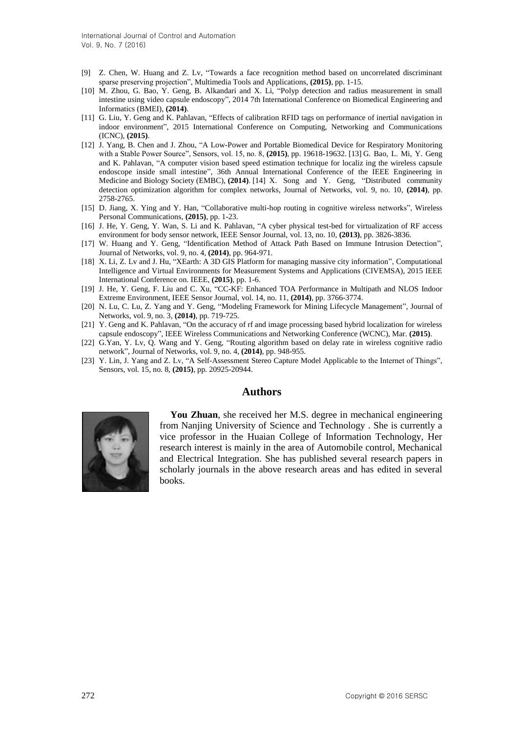[9] Z. Chen, W. Huang and Z. Lv, "Towards a face recognition method based on uncorrelated discriminant sparse preserving projection", Multimedia Tools and Applications, **(2015)**, pp. 1-15.

[10] M. Zhou, G. Bao, Y. Geng, B. Alkandari and X. Li, "Polyp detection and radius measurement in small intestine using video capsule endoscopy", 2014 7th International Conference on Biomedical Engineering and Informatics (BMEI), **(2014)**.

[11] G. Liu, Y. Geng and K. Pahlavan, "Effects of calibration RFID tags on performance of inertial navigation in indoor environment", 2015 International Conference on Computing, Networking and Communications (ICNC), **(2015)**.

[12] J. Yang, B. Chen and J. Zhou, "A Low-Power and Portable Biomedical Device for Respiratory Monitoring with a Stable Power Source", Sensors, vol. 15, no. 8, **(2015)**, pp. 19618-19632. [13] G. Bao, L. Mi, Y. Geng and K. Pahlavan, "A computer vision based speed estimation technique for localiz ing the wireless capsule endoscope inside small intestine", 36th Annual International Conference of the IEEE Engineering in Medicine and Biology Society (EMBC), **(2014)**. [14] X. Song and Y. Geng, "Distributed community detection optimization algorithm for complex networks, Journal of Networks, vol. 9, no. 10, **(2014)**, pp. 2758-2765.

[15] D. Jiang, X. Ying and Y. Han, "Collaborative multi-hop routing in cognitive wireless networks", Wireless Personal Communications, **(2015)**, pp. 1-23.

[16] J. He, Y. Geng, Y. Wan, S. Li and K. Pahlavan, "A cyber physical test-bed for virtualization of RF access environment for body sensor network, IEEE Sensor Journal, vol. 13, no. 10, **(2013)**, pp. 3826-3836.

[17] W. Huang and Y. Geng, "Identification Method of Attack Path Based on Immune Intrusion Detection", Journal of Networks, vol. 9, no. 4, **(2014)**, pp. 964-971.

[18] X. Li, Z. Lv and J. Hu, "XEarth: A 3D GIS Platform for managing massive city information", Computational Intelligence and Virtual Environments for Measurement Systems and Applications (CIVEMSA), 2015 IEEE International Conference on. IEEE, **(2015)**, pp. 1-6.

[19] J. He, Y. Geng, F. Liu and C. Xu, "CC-KF: Enhanced TOA Performance in Multipath and NLOS Indoor Extreme Environment, IEEE Sensor Journal, vol. 14, no. 11, **(2014)**, pp. 3766-3774.

[20] N. Lu, C. Lu, Z. Yang and Y. Geng, "Modeling Framework for Mining Lifecycle Management", Journal of Networks, vol. 9, no. 3, **(2014)**, pp. 719-725.

[21] Y. Geng and K. Pahlavan, "On the accuracy of rf and image processing based hybrid localization for wireless capsule endoscopy", IEEE Wireless Communications and Networking Conference (WCNC), Mar. **(2015)**.

[22] G.Yan, Y. Lv, Q. Wang and Y. Geng, "Routing algorithm based on delay rate in wireless cognitive radio network", Journal of Networks, vol. 9, no. 4, **(2014)**, pp. 948-955.

[23] Y. Lin, J. Yang and Z. Lv, "A Self-Assessment Stereo Capture Model Applicable to the Internet of Things", Sensors, vol. 15, no. 8, **(2015)**, pp. 20925-20944.

## Authors

**You Zhuan**, she received her M.S. degree in mechanical engineering from Nanjing University of Science and Technology . She is currently a vice professor in the Huaian College of Information Technology, Her research interest is mainly in the area of Automobile control, Mechanical and Electrical Integration. She has published several research papers in scholarly journals in the above research areas and has edited in several books.